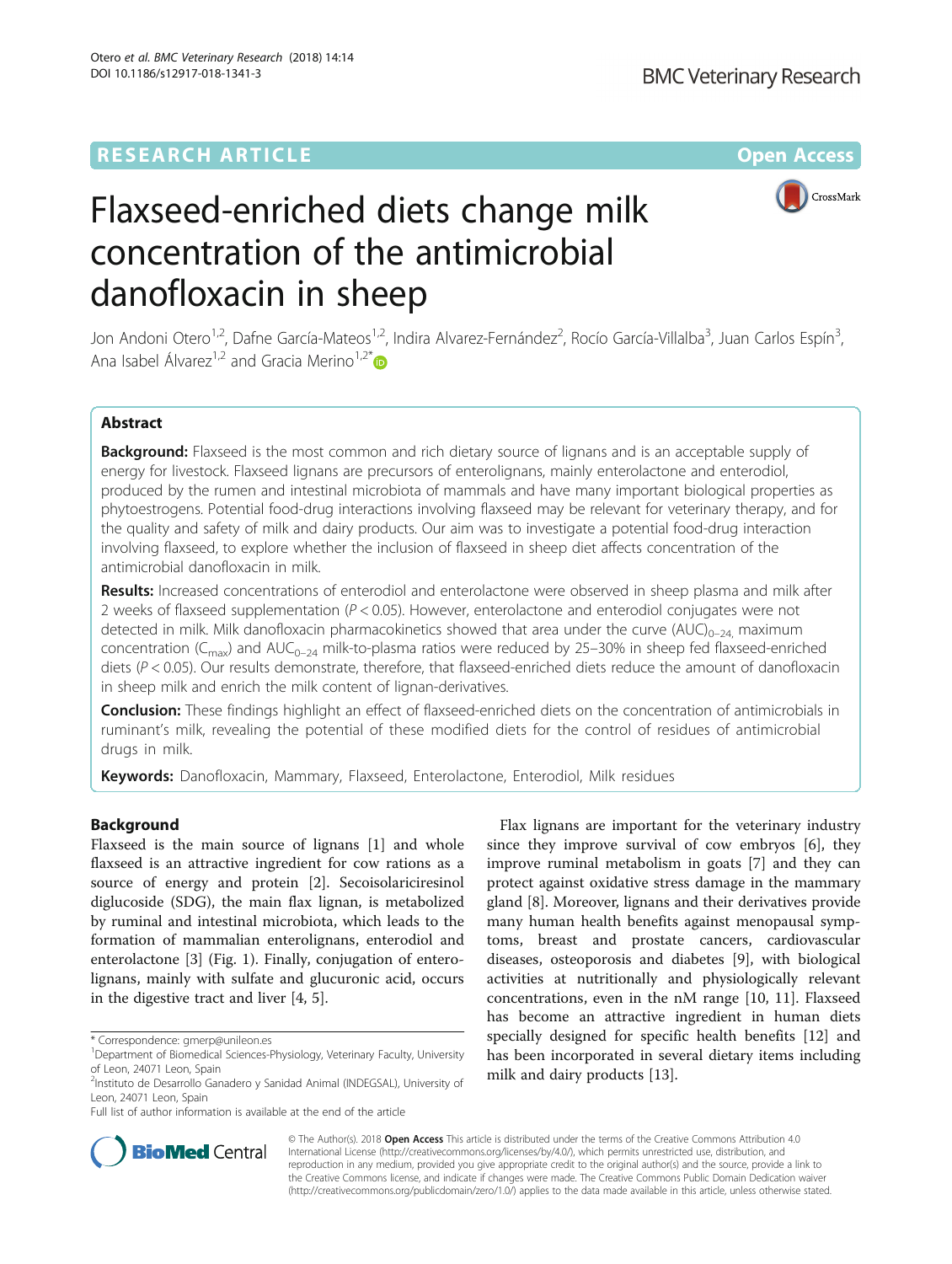# Flaxseed-enriched diets change milk concentration of the antimicrobial danofloxacin in sheep

Jon Andoni Otero[1,2], Dafne García-Mateos[1,2], Indira Alvarez-Fernández[2], Rocío García-Villalba[3], Juan Carlos Espín[3], Ana Isabel Álvarez[1,2] and Gracia Merino[1,2*]

## Abstract

**Background:** Flaxseed is the most common and rich dietary source of lignans and is an acceptable supply of energy for livestock. Flaxseed lignans are precursors of enterolignans, mainly enterolactone and enterodiol, produced by the rumen and intestinal microbiota of mammals and have many important biological properties as phytoestrogens. Potential food-drug interactions involving flaxseed may be relevant for veterinary therapy, and for the quality and safety of milk and dairy products. Our aim was to investigate a potential food-drug interaction involving flaxseed, to explore whether the inclusion of flaxseed in sheep diet affects concentration of the antimicrobial danofloxacin in milk.

**Results:** Increased concentrations of enterodiol and enterolactone were observed in sheep plasma and milk after 2 weeks of flaxseed supplementation ($P < 0.05$). However, enterolactone and enterodiol conjugates were not detected in milk. Milk danofloxacin pharmacokinetics showed that area under the curve $(AUC)_{0-24,}$ maximum concentration ($C_{max}$) and $AUC_{0-24}$ milk-to-plasma ratios were reduced by 25–30% in sheep fed flaxseed-enriched diets ($P < 0.05$). Our results demonstrate, therefore, that flaxseed-enriched diets reduce the amount of danofloxacin in sheep milk and enrich the milk content of lignan-derivatives.

**Conclusion:** These findings highlight an effect of flaxseed-enriched diets on the concentration of antimicrobials in ruminant's milk, revealing the potential of these modified diets for the control of residues of antimicrobial drugs in milk.

**Keywords:** Danofloxacin, Mammary, Flaxseed, Enterolactone, Enterodiol, Milk residues

## Background

Flaxseed is the main source of lignans [1] and whole flaxseed is an attractive ingredient for cow rations as a source of energy and protein [2]. Secoisolariciresinol diglucoside (SDG), the main flax lignan, is metabolized by ruminal and intestinal microbiota, which leads to the formation of mammalian enterolignans, enterodiol and enterolactone [3] (Fig. 1). Finally, conjugation of enterolignans, mainly with sulfate and glucuronic acid, occurs in the digestive tract and liver [4, 5].

Flax lignans are important for the veterinary industry since they improve survival of cow embryos [6], they improve ruminal metabolism in goats [7] and they can protect against oxidative stress damage in the mammary gland [8]. Moreover, lignans and their derivatives provide many human health benefits against menopausal symptoms, breast and prostate cancers, cardiovascular diseases, osteoporosis and diabetes [9], with biological activities at nutritionally and physiologically relevant concentrations, even in the nM range [10, 11]. Flaxseed has become an attractive ingredient in human diets specially designed for specific health benefits [12] and has been incorporated in several dietary items including milk and dairy products [13].

\* Correspondence: gmerp@unileon.es

[1]Department of Biomedical Sciences-Physiology, Veterinary Faculty, University of Leon, 24071 Leon, Spain

[2]Instituto de Desarrollo Ganadero y Sanidad Animal (INDEGSAL), University of Leon, 24071 Leon, Spain

Full list of author information is available at the end of the article

© The Author(s). 2018 **Open Access** This article is distributed under the terms of the Creative Commons Attribution 4.0 International License (http://creativecommons.org/licenses/by/4.0/), which permits unrestricted use, distribution, and reproduction in any medium, provided you give appropriate credit to the original author(s) and the source, provide a link to the Creative Commons license, and indicate if changes were made. The Creative Commons Public Domain Dedication waiver (http://creativecommons.org/publicdomain/zero/1.0/) applies to the data made available in this article, unless otherwise stated.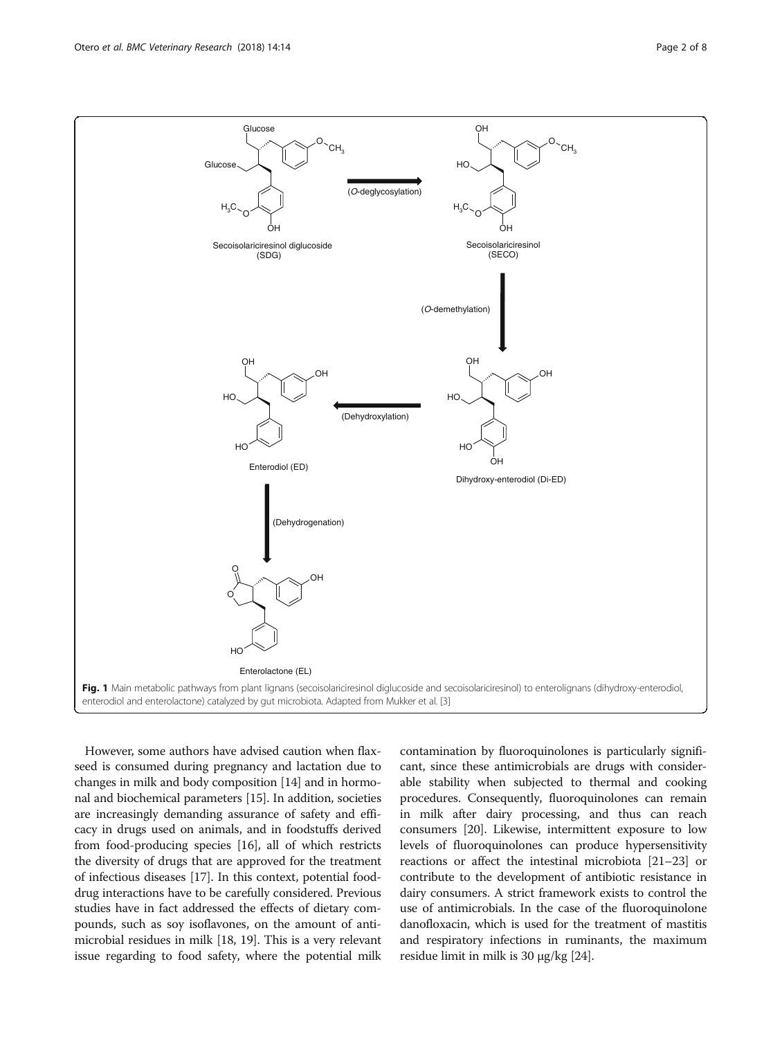Fig. 1 Main metabolic pathways from plant lignans (secoisolariciresinol diglucoside and secoisolariciresinol) to enterolignans (dihydroxy-enterodiol, enterodiol and enterolactone) catalyzed by gut microbiota. Adapted from Mukker et al. [3]

However, some authors have advised caution when flaxseed is consumed during pregnancy and lactation due to changes in milk and body composition [14] and in hormonal and biochemical parameters [15]. In addition, societies are increasingly demanding assurance of safety and efficacy in drugs used on animals, and in foodstuffs derived from food-producing species [16], all of which restricts the diversity of drugs that are approved for the treatment of infectious diseases [17]. In this context, potential food-drug interactions have to be carefully considered. Previous studies have in fact addressed the effects of dietary compounds, such as soy isoflavones, on the amount of antimicrobial residues in milk [18, 19]. This is a very relevant issue regarding to food safety, where the potential milk contamination by fluoroquinolones is particularly significant, since these antimicrobials are drugs with considerable stability when subjected to thermal and cooking procedures. Consequently, fluoroquinolones can remain in milk after dairy processing, and thus can reach consumers [20]. Likewise, intermittent exposure to low levels of fluoroquinolones can produce hypersensitivity reactions or affect the intestinal microbiota [21–23] or contribute to the development of antibiotic resistance in dairy consumers. A strict framework exists to control the use of antimicrobials. In the case of the fluoroquinolone danofloxacin, which is used for the treatment of mastitis and respiratory infections in ruminants, the maximum residue limit in milk is 30 μg/kg [24].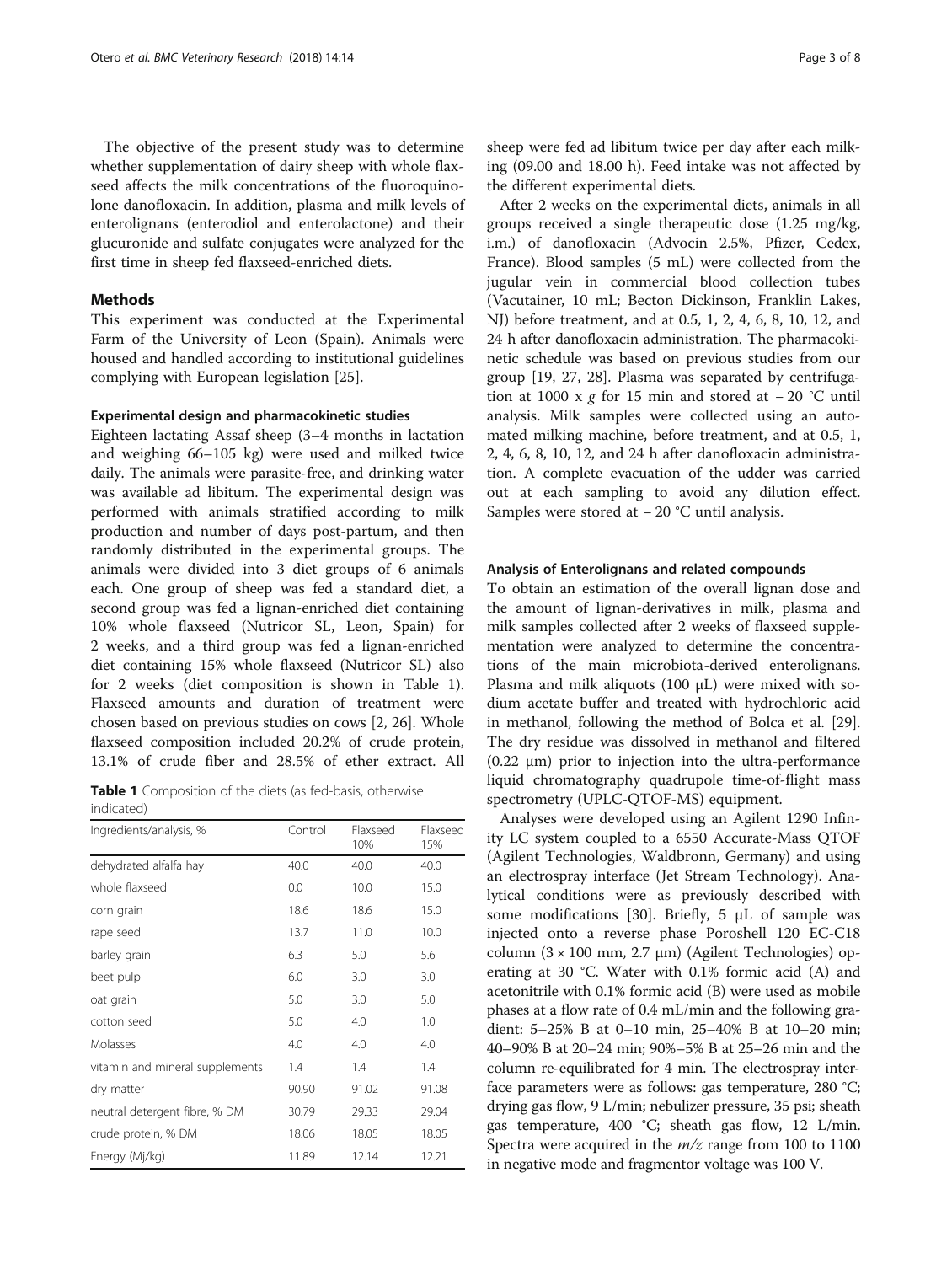The objective of the present study was to determine whether supplementation of dairy sheep with whole flaxseed affects the milk concentrations of the fluoroquinolone danofloxacin. In addition, plasma and milk levels of enterolignans (enterodiol and enterolactone) and their glucuronide and sulfate conjugates were analyzed for the first time in sheep fed flaxseed-enriched diets.

## Methods

This experiment was conducted at the Experimental Farm of the University of Leon (Spain). Animals were housed and handled according to institutional guidelines complying with European legislation [25].

### Experimental design and pharmacokinetic studies

Eighteen lactating Assaf sheep (3–4 months in lactation and weighing 66–105 kg) were used and milked twice daily. The animals were parasite-free, and drinking water was available ad libitum. The experimental design was performed with animals stratified according to milk production and number of days post-partum, and then randomly distributed in the experimental groups. The animals were divided into 3 diet groups of 6 animals each. One group of sheep was fed a standard diet, a second group was fed a lignan-enriched diet containing 10% whole flaxseed (Nutricor SL, Leon, Spain) for 2 weeks, and a third group was fed a lignan-enriched diet containing 15% whole flaxseed (Nutricor SL) also for 2 weeks (diet composition is shown in Table 1). Flaxseed amounts and duration of treatment were chosen based on previous studies on cows [2, 26]. Whole flaxseed composition included 20.2% of crude protein, 13.1% of crude fiber and 28.5% of ether extract. All sheep were fed ad libitum twice per day after each milking (09.00 and 18.00 h). Feed intake was not affected by the different experimental diets.

**Table 1** Composition of the diets (as fed-basis, otherwise indicated)

| Ingredients/analysis, % | Control | Flaxseed 10% | Flaxseed 15% |
| --- | --- | --- | --- |
| dehydrated alfalfa hay | 40.0 | 40.0 | 40.0 |
| whole flaxseed | 0.0 | 10.0 | 15.0 |
| corn grain | 18.6 | 18.6 | 15.0 |
| rape seed | 13.7 | 11.0 | 10.0 |
| barley grain | 6.3 | 5.0 | 5.6 |
| beet pulp | 6.0 | 3.0 | 3.0 |
| oat grain | 5.0 | 3.0 | 5.0 |
| cotton seed | 5.0 | 4.0 | 1.0 |
| Molasses | 4.0 | 4.0 | 4.0 |
| vitamin and mineral supplements | 1.4 | 1.4 | 1.4 |
| dry matter | 90.90 | 91.02 | 91.08 |
| neutral detergent fibre, % DM | 30.79 | 29.33 | 29.04 |
| crude protein, % DM | 18.06 | 18.05 | 18.05 |
| Energy (Mj/kg) | 11.89 | 12.14 | 12.21 |

After 2 weeks on the experimental diets, animals in all groups received a single therapeutic dose (1.25 mg/kg, i.m.) of danofloxacin (Advocin 2.5%, Pfizer, Cedex, France). Blood samples (5 mL) were collected from the jugular vein in commercial blood collection tubes (Vacutainer, 10 mL; Becton Dickinson, Franklin Lakes, NJ) before treatment, and at 0.5, 1, 2, 4, 6, 8, 10, 12, and 24 h after danofloxacin administration. The pharmacokinetic schedule was based on previous studies from our group [19, 27, 28]. Plasma was separated by centrifugation at 1000 x *g* for 15 min and stored at − 20 °C until analysis. Milk samples were collected using an automated milking machine, before treatment, and at 0.5, 1, 2, 4, 6, 8, 10, 12, and 24 h after danofloxacin administration. A complete evacuation of the udder was carried out at each sampling to avoid any dilution effect. Samples were stored at − 20 °C until analysis.

### Analysis of Enterolignans and related compounds

To obtain an estimation of the overall lignan dose and the amount of lignan-derivatives in milk, plasma and milk samples collected after 2 weeks of flaxseed supplementation were analyzed to determine the concentrations of the main microbiota-derived enterolignans. Plasma and milk aliquots (100 μL) were mixed with sodium acetate buffer and treated with hydrochloric acid in methanol, following the method of Bolca et al. [29]. The dry residue was dissolved in methanol and filtered (0.22 μm) prior to injection into the ultra-performance liquid chromatography quadrupole time-of-flight mass spectrometry (UPLC-QTOF-MS) equipment.

Analyses were developed using an Agilent 1290 Infinity LC system coupled to a 6550 Accurate-Mass QTOF (Agilent Technologies, Waldbronn, Germany) and using an electrospray interface (Jet Stream Technology). Analytical conditions were as previously described with some modifications [30]. Briefly, 5 μL of sample was injected onto a reverse phase Poroshell 120 EC-C18 column (3 × 100 mm, 2.7 μm) (Agilent Technologies) operating at 30 °C. Water with 0.1% formic acid (A) and acetonitrile with 0.1% formic acid (B) were used as mobile phases at a flow rate of 0.4 mL/min and the following gradient: 5–25% B at 0–10 min, 25–40% B at 10–20 min; 40–90% B at 20–24 min; 90%–5% B at 25–26 min and the column re-equilibrated for 4 min. The electrospray interface parameters were as follows: gas temperature, 280 °C; drying gas flow, 9 L/min; nebulizer pressure, 35 psi; sheath gas temperature, 400 °C; sheath gas flow, 12 L/min. Spectra were acquired in the *m/z* range from 100 to 1100 in negative mode and fragmentor voltage was 100 V.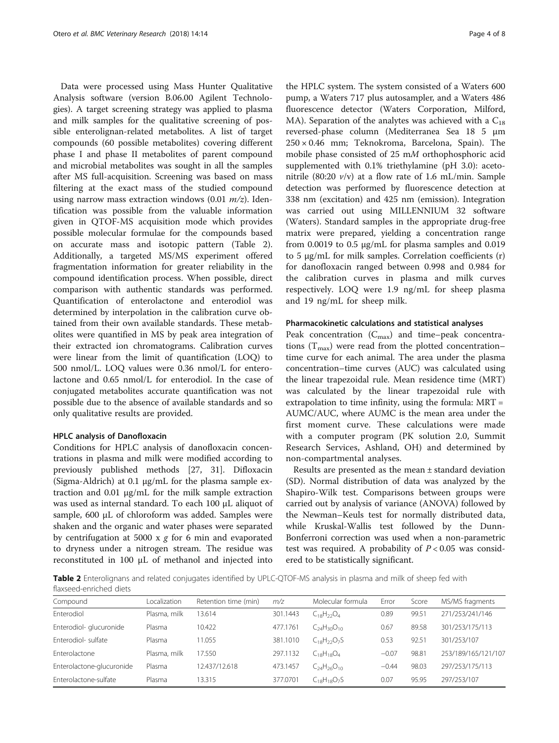Data were processed using Mass Hunter Qualitative Analysis software (version B.06.00 Agilent Technologies). A target screening strategy was applied to plasma and milk samples for the qualitative screening of possible enterolignan-related metabolites. A list of target compounds (60 possible metabolites) covering different phase I and phase II metabolites of parent compound and microbial metabolites was sought in all the samples after MS full-acquisition. Screening was based on mass filtering at the exact mass of the studied compound using narrow mass extraction windows (0.01 *m/z*). Identification was possible from the valuable information given in QTOF-MS acquisition mode which provides possible molecular formulae for the compounds based on accurate mass and isotopic pattern (Table 2). Additionally, a targeted MS/MS experiment offered fragmentation information for greater reliability in the compound identification process. When possible, direct comparison with authentic standards was performed. Quantification of enterolactone and enterodiol was determined by interpolation in the calibration curve obtained from their own available standards. These metabolites were quantified in MS by peak area integration of their extracted ion chromatograms. Calibration curves were linear from the limit of quantification (LOQ) to 500 nmol/L. LOQ values were 0.36 nmol/L for enterolactone and 0.65 nmol/L for enterodiol. In the case of conjugated metabolites accurate quantification was not possible due to the absence of available standards and so only qualitative results are provided.

### HPLC analysis of Danofloxacin

Conditions for HPLC analysis of danofloxacin concentrations in plasma and milk were modified according to previously published methods [27, 31]. Difloxacin (Sigma-Aldrich) at 0.1 μg/mL for the plasma sample extraction and 0.01 μg/mL for the milk sample extraction was used as internal standard. To each 100 μL aliquot of sample, 600 μL of chloroform was added. Samples were shaken and the organic and water phases were separated by centrifugation at 5000 x *g* for 6 min and evaporated to dryness under a nitrogen stream. The residue was reconstituted in 100 μL of methanol and injected into the HPLC system. The system consisted of a Waters 600 pump, a Waters 717 plus autosampler, and a Waters 486 fluorescence detector (Waters Corporation, Milford, MA). Separation of the analytes was achieved with a $C_{18}$ reversed-phase column (Mediterranea Sea 18 5 μm 250 × 0.46 mm; Teknokroma, Barcelona, Spain). The mobile phase consisted of 25 m*M* orthophosphoric acid supplemented with 0.1% triethylamine (pH 3.0): acetonitrile (80:20 *v*/v) at a flow rate of 1.6 mL/min. Sample detection was performed by fluorescence detection at 338 nm (excitation) and 425 nm (emission). Integration was carried out using MILLENNIUM 32 software (Waters). Standard samples in the appropriate drug-free matrix were prepared, yielding a concentration range from 0.0019 to 0.5 μg/mL for plasma samples and 0.019 to 5 μg/mL for milk samples. Correlation coefficients (r) for danofloxacin ranged between 0.998 and 0.984 for the calibration curves in plasma and milk curves respectively. LOQ were 1.9 ng/mL for sheep plasma and 19 ng/mL for sheep milk.

### Pharmacokinetic calculations and statistical analyses

Peak concentration ($C_{max}$) and time–peak concentrations ($T_{max}$) were read from the plotted concentration–time curve for each animal. The area under the plasma concentration–time curves (AUC) was calculated using the linear trapezoidal rule. Mean residence time (MRT) was calculated by the linear trapezoidal rule with extrapolation to time infinity, using the formula: MRT = AUMC/AUC, where AUMC is the mean area under the first moment curve. These calculations were made with a computer program (PK solution 2.0, Summit Research Services, Ashland, OH) and determined by non-compartmental analyses.

Results are presented as the mean ± standard deviation (SD). Normal distribution of data was analyzed by the Shapiro-Wilk test. Comparisons between groups were carried out by analysis of variance (ANOVA) followed by the Newman–Keuls test for normally distributed data, while Kruskal-Wallis test followed by the Dunn-Bonferroni correction was used when a non-parametric test was required. A probability of $P < 0.05$ was considered to be statistically significant.

**Table 2** Enterolignans and related conjugates identified by UPLC-QTOF-MS analysis in plasma and milk of sheep fed with flaxseed-enriched diets

| Compound | Localization | Retention time (min) | *m/z* | Molecular formula | Error | Score | MS/MS fragments |
|---|---|---|---|---|---|---|---|
| Enterodiol | Plasma, milk | 13.614 | 301.1443 | $C_{18}H_{22}O_4$ | 0.89 | 99.51 | 271/253/241/146 |
| Enterodiol- glucuronide | Plasma | 10.422 | 477.1761 | $C_{24}H_{30}O_{10}$ | 0.67 | 89.58 | 301/253/175/113 |
| Enterodiol- sulfate | Plasma | 11.055 | 381.1010 | $C_{18}H_{22}O_7S$ | 0.53 | 92.51 | 301/253/107 |
| Enterolactone | Plasma, milk | 17.550 | 297.1132 | $C_{18}H_{18}O_4$ | −0.07 | 98.81 | 253/189/165/121/107 |
| Enterolactone-glucuronide | Plasma | 12.437/12.618 | 473.1457 | $C_{24}H_{26}O_{10}$ | −0.44 | 98.03 | 297/253/175/113 |
| Enterolactone-sulfate | Plasma | 13.315 | 377.0701 | $C_{18}H_{18}O_7S$ | 0.07 | 95.95 | 297/253/107 |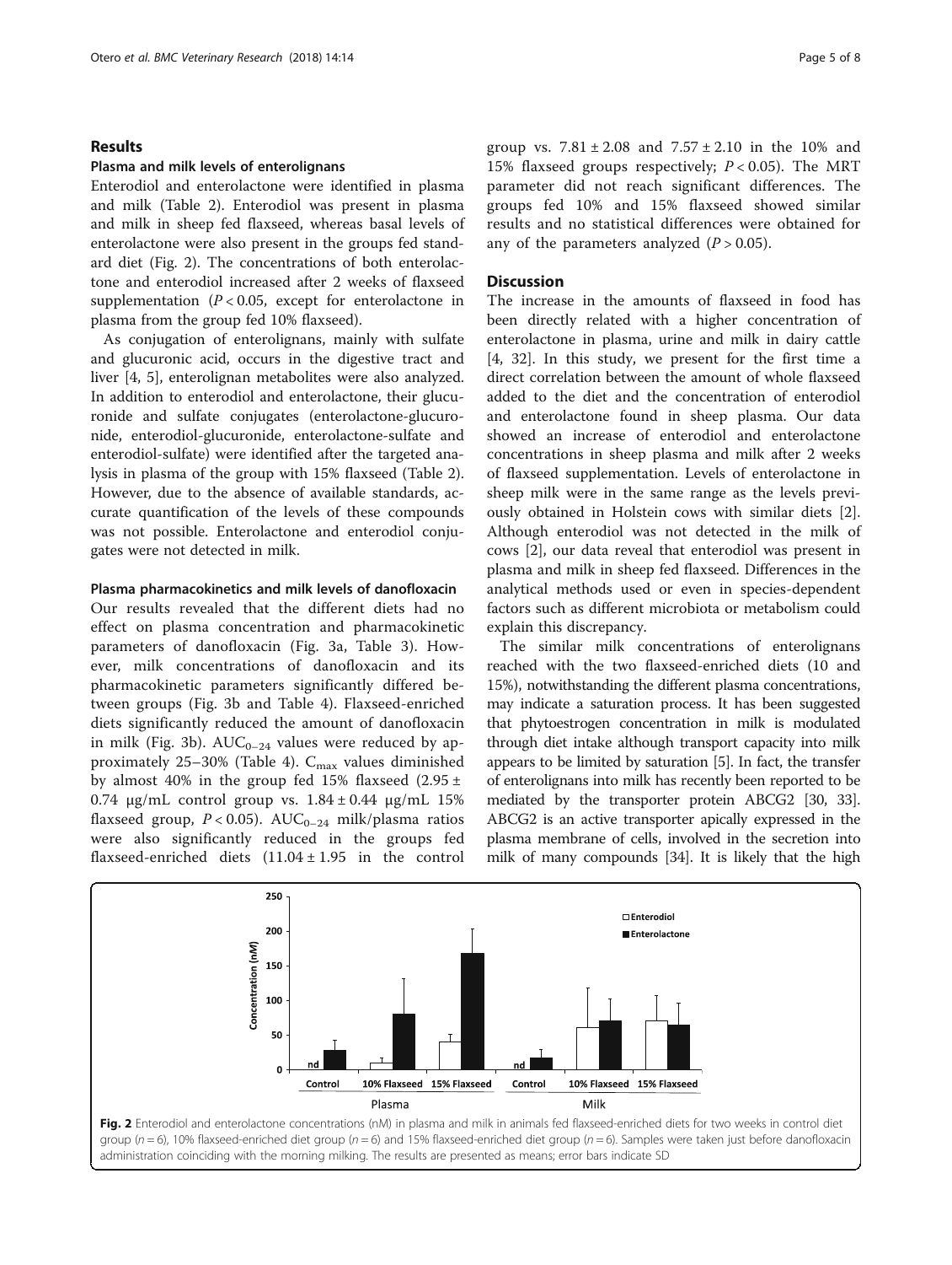## Results

### Plasma and milk levels of enterolignans

Enterodiol and enterolactone were identified in plasma and milk (Table 2). Enterodiol was present in plasma and milk in sheep fed flaxseed, whereas basal levels of enterolactone were also present in the groups fed standard diet (Fig. 2). The concentrations of both enterolactone and enterodiol increased after 2 weeks of flaxseed supplementation ($P < 0.05$, except for enterolactone in plasma from the group fed 10% flaxseed).

As conjugation of enterolignans, mainly with sulfate and glucuronic acid, occurs in the digestive tract and liver [4, 5], enterolignan metabolites were also analyzed. In addition to enterodiol and enterolactone, their glucuronide and sulfate conjugates (enterolactone-glucuronide, enterodiol-glucuronide, enterolactone-sulfate and enterodiol-sulfate) were identified after the targeted analysis in plasma of the group with 15% flaxseed (Table 2). However, due to the absence of available standards, accurate quantification of the levels of these compounds was not possible. Enterolactone and enterodiol conjugates were not detected in milk.

### Plasma pharmacokinetics and milk levels of danofloxacin

Our results revealed that the different diets had no effect on plasma concentration and pharmacokinetic parameters of danofloxacin (Fig. 3a, Table 3). However, milk concentrations of danofloxacin and its pharmacokinetic parameters significantly differed between groups (Fig. 3b and Table 4). Flaxseed-enriched diets significantly reduced the amount of danofloxacin in milk (Fig. 3b). $AUC_{0-24}$ values were reduced by approximately 25–30% (Table 4). $C_{max}$ values diminished by almost 40% in the group fed 15% flaxseed (2.95 ± 0.74 μg/mL control group vs. 1.84 ± 0.44 μg/mL 15% flaxseed group, $P < 0.05$). $AUC_{0-24}$ milk/plasma ratios were also significantly reduced in the groups fed flaxseed-enriched diets (11.04 ± 1.95 in the control group vs. 7.81 ± 2.08 and 7.57 ± 2.10 in the 10% and 15% flaxseed groups respectively; $P < 0.05$). The MRT parameter did not reach significant differences. The groups fed 10% and 15% flaxseed showed similar results and no statistical differences were obtained for any of the parameters analyzed ($P > 0.05$).

## Discussion

The increase in the amounts of flaxseed in food has been directly related with a higher concentration of enterolactone in plasma, urine and milk in dairy cattle [4, 32]. In this study, we present for the first time a direct correlation between the amount of whole flaxseed added to the diet and the concentration of enterodiol and enterolactone found in sheep plasma. Our data showed an increase of enterodiol and enterolactone concentrations in sheep plasma and milk after 2 weeks of flaxseed supplementation. Levels of enterolactone in sheep milk were in the same range as the levels previously obtained in Holstein cows with similar diets [2]. Although enterodiol was not detected in the milk of cows [2], our data reveal that enterodiol was present in plasma and milk in sheep fed flaxseed. Differences in the analytical methods used or even in species-dependent factors such as different microbiota or metabolism could explain this discrepancy.

The similar milk concentrations of enterolignans reached with the two flaxseed-enriched diets (10 and 15%), notwithstanding the different plasma concentrations, may indicate a saturation process. It has been suggested that phytoestrogen concentration in milk is modulated through diet intake although transport capacity into milk appears to be limited by saturation [5]. In fact, the transfer of enterolignans into milk has recently been reported to be mediated by the transporter protein ABCG2 [30, 33]. ABCG2 is an active transporter apically expressed in the plasma membrane of cells, involved in the secretion into milk of many compounds [34]. It is likely that the high

**Fig. 2** Enterodiol and enterolactone concentrations (nM) in plasma and milk in animals fed flaxseed-enriched diets for two weeks in control diet group ($n = 6$), 10% flaxseed-enriched diet group ($n = 6$) and 15% flaxseed-enriched diet group ($n = 6$). Samples were taken just before danofloxacin administration coinciding with the morning milking. The results are presented as means; error bars indicate SD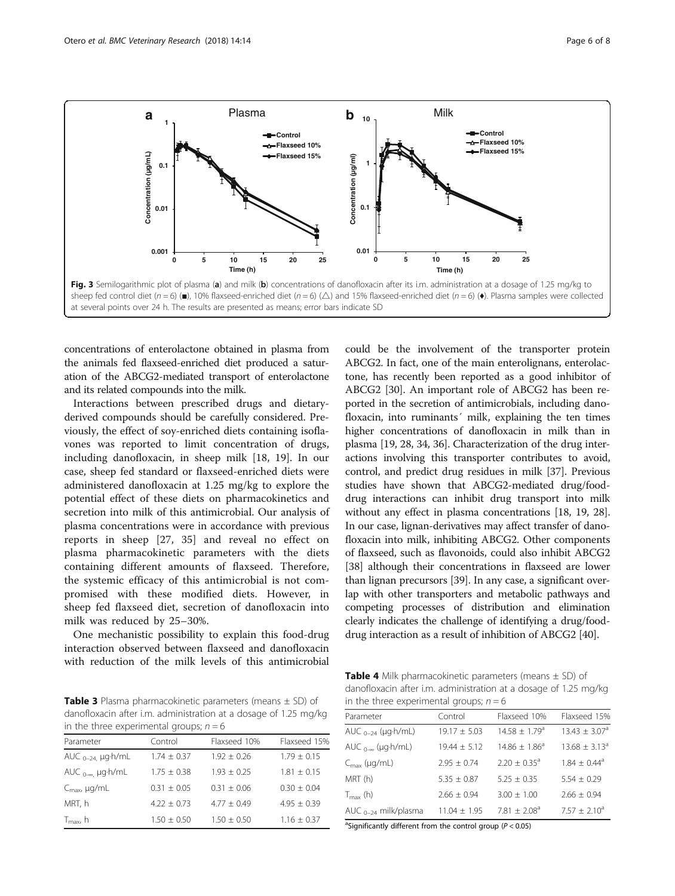Fig. 3 Semilogarithmic plot of plasma (**a**) and milk (**b**) concentrations of danofloxacin after its i.m. administration at a dosage of 1.25 mg/kg to sheep fed control diet ($n = 6$) (■), 10% flaxseed-enriched diet ($n = 6$) (△) and 15% flaxseed-enriched diet ($n = 6$) (♦). Plasma samples were collected at several points over 24 h. The results are presented as means; error bars indicate SD

concentrations of enterolactone obtained in plasma from the animals fed flaxseed-enriched diet produced a saturation of the ABCG2-mediated transport of enterolactone and its related compounds into the milk.

Interactions between prescribed drugs and dietary-derived compounds should be carefully considered. Previously, the effect of soy-enriched diets containing isoflavones was reported to limit concentration of drugs, including danofloxacin, in sheep milk [18, 19]. In our case, sheep fed standard or flaxseed-enriched diets were administered danofloxacin at 1.25 mg/kg to explore the potential effect of these diets on pharmacokinetics and secretion into milk of this antimicrobial. Our analysis of plasma concentrations were in accordance with previous reports in sheep [27, 35] and reveal no effect on plasma pharmacokinetic parameters with the diets containing different amounts of flaxseed. Therefore, the systemic efficacy of this antimicrobial is not compromised with these modified diets. However, in sheep fed flaxseed diet, secretion of danofloxacin into milk was reduced by 25–30%.

One mechanistic possibility to explain this food-drug interaction observed between flaxseed and danofloxacin with reduction of the milk levels of this antimicrobial could be the involvement of the transporter protein ABCG2. In fact, one of the main enterolignans, enterolactone, has recently been reported as a good inhibitor of ABCG2 [30]. An important role of ABCG2 has been reported in the secretion of antimicrobials, including danofloxacin, into ruminants´ milk, explaining the ten times higher concentrations of danofloxacin in milk than in plasma [19, 28, 34, 36]. Characterization of the drug interactions involving this transporter contributes to avoid, control, and predict drug residues in milk [37]. Previous studies have shown that ABCG2-mediated drug/food-drug interactions can inhibit drug transport into milk without any effect in plasma concentrations [18, 19, 28]. In our case, lignan-derivatives may affect transfer of danofloxacin into milk, inhibiting ABCG2. Other components of flaxseed, such as flavonoids, could also inhibit ABCG2 [38] although their concentrations in flaxseed are lower than lignan precursors [39]. In any case, a significant overlap with other transporters and metabolic pathways and competing processes of distribution and elimination clearly indicates the challenge of identifying a drug/food-drug interaction as a result of inhibition of ABCG2 [40].

**Table 3** Plasma pharmacokinetic parameters (means ± SD) of danofloxacin after i.m. administration at a dosage of 1.25 mg/kg in the three experimental groups; $n = 6$

| Parameter | Control | Flaxseed 10% | Flaxseed 15% |
|---|---|---|---|
| $AUC_{0-24}$, μg·h/mL | 1.74 ± 0.37 | 1.92 ± 0.26 | 1.79 ± 0.15 |
| $AUC_{0-\infty}$, μg·h/mL | 1.75 ± 0.38 | 1.93 ± 0.25 | 1.81 ± 0.15 |
| $C_{max}$, μg/mL | 0.31 ± 0.05 | 0.31 ± 0.06 | 0.30 ± 0.04 |
| MRT, h | 4.22 ± 0.73 | 4.77 ± 0.49 | 4.95 ± 0.39 |
| $T_{max}$, h | 1.50 ± 0.50 | 1.50 ± 0.50 | 1.16 ± 0.37 |

**Table 4** Milk pharmacokinetic parameters (means ± SD) of danofloxacin after i.m. administration at a dosage of 1.25 mg/kg in the three experimental groups; $n = 6$

| Parameter | Control | Flaxseed 10% | Flaxseed 15% |
|---|---|---|---|
| $AUC_{0-24}$ (μg·h/mL) | 19.17 ± 5.03 | 14.58 ± 1.79[a] | 13.43 ± 3.07[a] |
| $AUC_{0-\infty}$ (μg·h/mL) | 19.44 ± 5.12 | 14.86 ± 1.86[a] | 13.68 ± 3.13[a] |
| $C_{max}$ (μg/mL) | 2.95 ± 0.74 | 2.20 ± 0.35[a] | 1.84 ± 0.44[a] |
| MRT (h) | 5.35 ± 0.87 | 5.25 ± 0.35 | 5.54 ± 0.29 |
| $T_{max}$ (h) | 2.66 ± 0.94 | 3.00 ± 1.00 | 2.66 ± 0.94 |
| $AUC_{0-24}$ milk/plasma | 11.04 ± 1.95 | 7.81 ± 2.08[a] | 7.57 ± 2.10[a] |

[a]Significantly different from the control group ($P < 0.05$)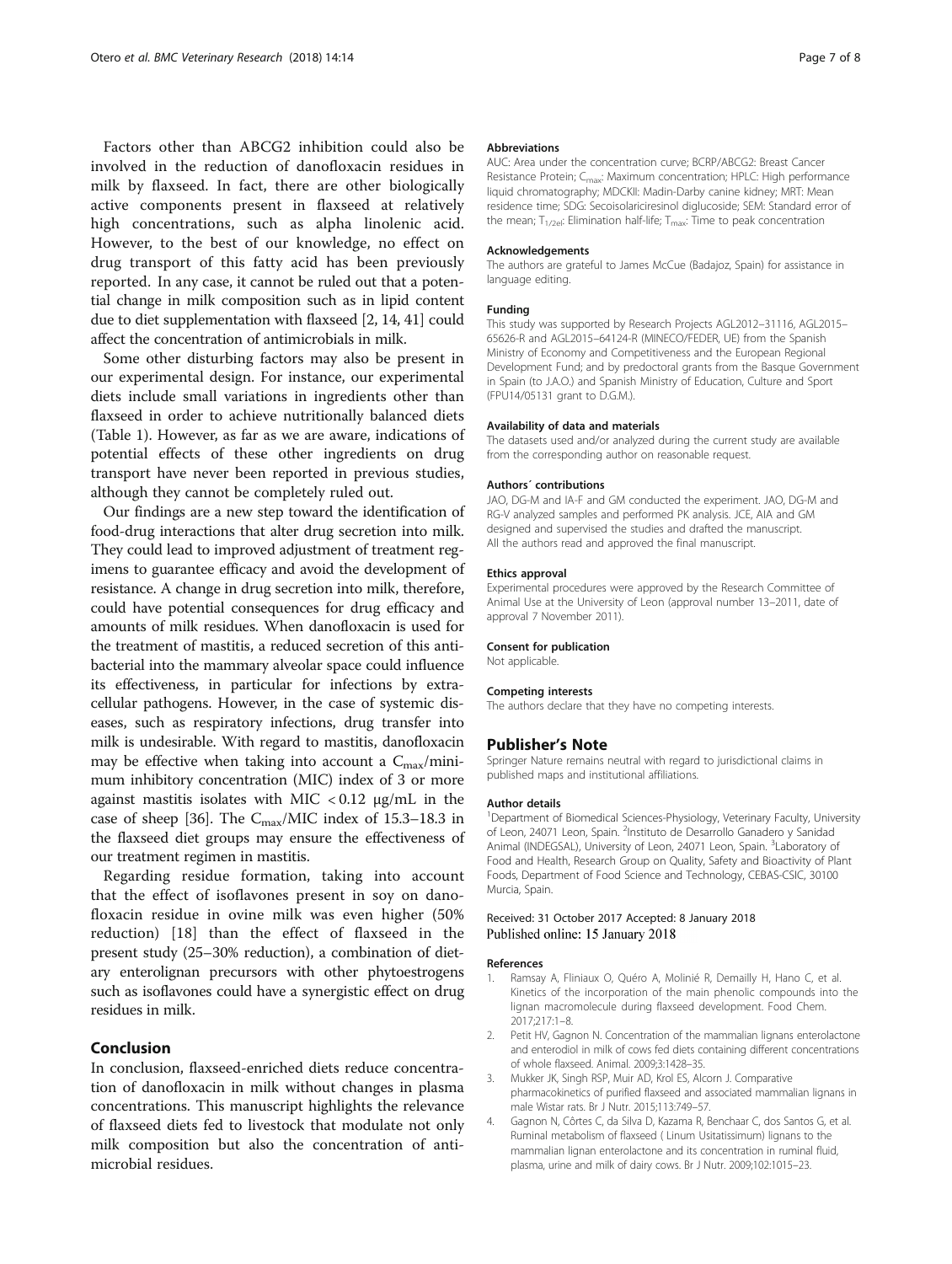Factors other than ABCG2 inhibition could also be involved in the reduction of danofloxacin residues in milk by flaxseed. In fact, there are other biologically active components present in flaxseed at relatively high concentrations, such as alpha linolenic acid. However, to the best of our knowledge, no effect on drug transport of this fatty acid has been previously reported. In any case, it cannot be ruled out that a potential change in milk composition such as in lipid content due to diet supplementation with flaxseed [2, 14, 41] could affect the concentration of antimicrobials in milk.

Some other disturbing factors may also be present in our experimental design. For instance, our experimental diets include small variations in ingredients other than flaxseed in order to achieve nutritionally balanced diets (Table 1). However, as far as we are aware, indications of potential effects of these other ingredients on drug transport have never been reported in previous studies, although they cannot be completely ruled out.

Our findings are a new step toward the identification of food-drug interactions that alter drug secretion into milk. They could lead to improved adjustment of treatment regimens to guarantee efficacy and avoid the development of resistance. A change in drug secretion into milk, therefore, could have potential consequences for drug efficacy and amounts of milk residues. When danofloxacin is used for the treatment of mastitis, a reduced secretion of this antibacterial into the mammary alveolar space could influence its effectiveness, in particular for infections by extracellular pathogens. However, in the case of systemic diseases, such as respiratory infections, drug transfer into milk is undesirable. With regard to mastitis, danofloxacin may be effective when taking into account a $C_{max}$/minimum inhibitory concentration (MIC) index of 3 or more against mastitis isolates with MIC < 0.12 μg/mL in the case of sheep [36]. The $C_{max}$/MIC index of 15.3–18.3 in the flaxseed diet groups may ensure the effectiveness of our treatment regimen in mastitis.

Regarding residue formation, taking into account that the effect of isoflavones present in soy on danofloxacin residue in ovine milk was even higher (50% reduction) [18] than the effect of flaxseed in the present study (25–30% reduction), a combination of dietary enterolignan precursors with other phytoestrogens such as isoflavones could have a synergistic effect on drug residues in milk.

## Conclusion

In conclusion, flaxseed-enriched diets reduce concentration of danofloxacin in milk without changes in plasma concentrations. This manuscript highlights the relevance of flaxseed diets fed to livestock that modulate not only milk composition but also the concentration of antimicrobial residues.

#### Abbreviations

AUC: Area under the concentration curve; BCRP/ABCG2: Breast Cancer Resistance Protein; $C_{max}$: Maximum concentration; HPLC: High performance liquid chromatography; MDCKII: Madin-Darby canine kidney; MRT: Mean residence time; SDG: Secoisolariciresinol diglucoside; SEM: Standard error of the mean; $T_{1/2el}$: Elimination half-life; $T_{max}$: Time to peak concentration

#### Acknowledgements

The authors are grateful to James McCue (Badajoz, Spain) for assistance in language editing.

#### Funding

This study was supported by Research Projects AGL2012–31116, AGL2015–65626-R and AGL2015–64124-R (MINECO/FEDER, UE) from the Spanish Ministry of Economy and Competitiveness and the European Regional Development Fund; and by predoctoral grants from the Basque Government in Spain (to J.A.O.) and Spanish Ministry of Education, Culture and Sport (FPU14/05131 grant to D.G.M.).

#### Availability of data and materials

The datasets used and/or analyzed during the current study are available from the corresponding author on reasonable request.

#### Authors´ contributions

JAO, DG-M and IA-F and GM conducted the experiment. JAO, DG-M and RG-V analyzed samples and performed PK analysis. JCE, AIA and GM designed and supervised the studies and drafted the manuscript. All the authors read and approved the final manuscript.

#### Ethics approval

Experimental procedures were approved by the Research Committee of Animal Use at the University of Leon (approval number 13–2011, date of approval 7 November 2011).

#### Consent for publication

Not applicable.

#### Competing interests

The authors declare that they have no competing interests.

## Publisher's Note

Springer Nature remains neutral with regard to jurisdictional claims in published maps and institutional affiliations.

#### Author details

[1]Department of Biomedical Sciences-Physiology, Veterinary Faculty, University of Leon, 24071 Leon, Spain. [2]Instituto de Desarrollo Ganadero y Sanidad Animal (INDEGSAL), University of Leon, 24071 Leon, Spain. [3]Laboratory of Food and Health, Research Group on Quality, Safety and Bioactivity of Plant Foods, Department of Food Science and Technology, CEBAS-CSIC, 30100 Murcia, Spain.

Received: 31 October 2017 Accepted: 8 January 2018
Published online: 15 January 2018

#### References

1. Ramsay A, Fliniaux O, Quéro A, Molinié R, Demailly H, Hano C, et al. Kinetics of the incorporation of the main phenolic compounds into the lignan macromolecule during flaxseed development. Food Chem. 2017;217:1–8.
2. Petit HV, Gagnon N. Concentration of the mammalian lignans enterolactone and enterodiol in milk of cows fed diets containing different concentrations of whole flaxseed. Animal. 2009;3:1428–35.
3. Mukker JK, Singh RSP, Muir AD, Krol ES, Alcorn J. Comparative pharmacokinetics of purified flaxseed and associated mammalian lignans in male Wistar rats. Br J Nutr. 2015;113:749–57.
4. Gagnon N, Côrtes C, da Silva D, Kazama R, Benchaar C, dos Santos G, et al. Ruminal metabolism of flaxseed ( Linum Usitatissimum) lignans to the mammalian lignan enterolactone and its concentration in ruminal fluid, plasma, urine and milk of dairy cows. Br J Nutr. 2009;102:1015–23.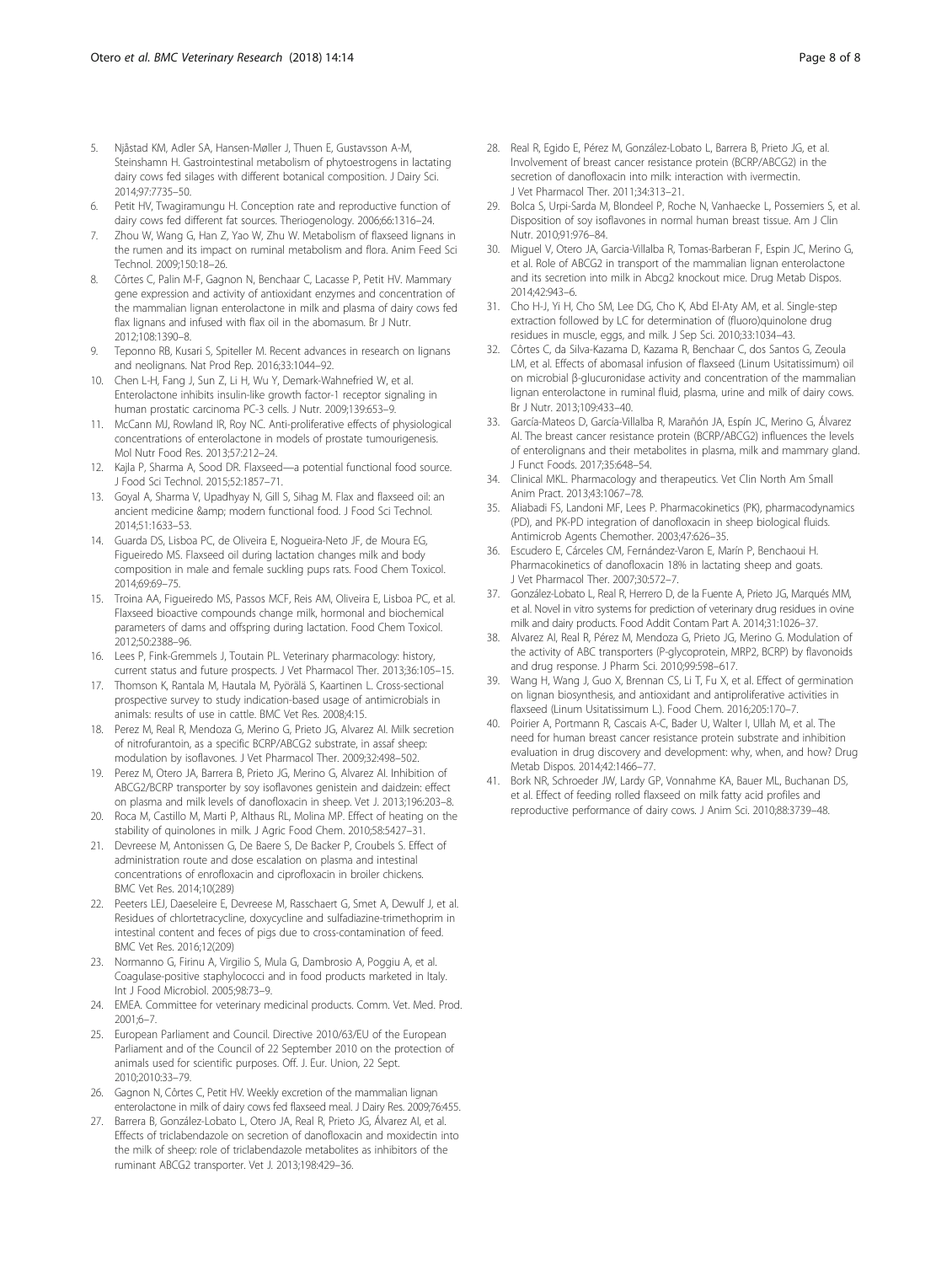5. Njåstad KM, Adler SA, Hansen-Møller J, Thuen E, Gustavsson A-M, Steinshamn H. Gastrointestinal metabolism of phytoestrogens in lactating dairy cows fed silages with different botanical composition. J Dairy Sci. 2014;97:7735–50.
6. Petit HV, Twagiramungu H. Conception rate and reproductive function of dairy cows fed different fat sources. Theriogenology. 2006;66:1316–24.
7. Zhou W, Wang G, Han Z, Yao W, Zhu W. Metabolism of flaxseed lignans in the rumen and its impact on ruminal metabolism and flora. Anim Feed Sci Technol. 2009;150:18–26.
8. Côrtes C, Palin M-F, Gagnon N, Benchaar C, Lacasse P, Petit HV. Mammary gene expression and activity of antioxidant enzymes and concentration of the mammalian lignan enterolactone in milk and plasma of dairy cows fed flax lignans and infused with flax oil in the abomasum. Br J Nutr. 2012;108:1390–8.
9. Teponno RB, Kusari S, Spiteller M. Recent advances in research on lignans and neolignans. Nat Prod Rep. 2016;33:1044–92.
10. Chen L-H, Fang J, Sun Z, Li H, Wu Y, Demark-Wahnefried W, et al. Enterolactone inhibits insulin-like growth factor-1 receptor signaling in human prostatic carcinoma PC-3 cells. J Nutr. 2009;139:653–9.
11. McCann MJ, Rowland IR, Roy NC. Anti-proliferative effects of physiological concentrations of enterolactone in models of prostate tumourigenesis. Mol Nutr Food Res. 2013;57:212–24.
12. Kajla P, Sharma A, Sood DR. Flaxseed—a potential functional food source. J Food Sci Technol. 2015;52:1857–71.
13. Goyal A, Sharma V, Upadhyay N, Gill S, Sihag M. Flax and flaxseed oil: an ancient medicine &amp; modern functional food. J Food Sci Technol. 2014;51:1633–53.
14. Guarda DS, Lisboa PC, de Oliveira E, Nogueira-Neto JF, de Moura EG, Figueiredo MS. Flaxseed oil during lactation changes milk and body composition in male and female suckling pups rats. Food Chem Toxicol. 2014;69:69–75.
15. Troina AA, Figueiredo MS, Passos MCF, Reis AM, Oliveira E, Lisboa PC, et al. Flaxseed bioactive compounds change milk, hormonal and biochemical parameters of dams and offspring during lactation. Food Chem Toxicol. 2012;50:2388–96.
16. Lees P, Fink-Gremmels J, Toutain PL. Veterinary pharmacology: history, current status and future prospects. J Vet Pharmacol Ther. 2013;36:105–15.
17. Thomson K, Rantala M, Hautala M, Pyörälä S, Kaartinen L. Cross-sectional prospective survey to study indication-based usage of antimicrobials in animals: results of use in cattle. BMC Vet Res. 2008;4:15.
18. Perez M, Real R, Mendoza G, Merino G, Prieto JG, Alvarez AI. Milk secretion of nitrofurantoin, as a specific BCRP/ABCG2 substrate, in assaf sheep: modulation by isoflavones. J Vet Pharmacol Ther. 2009;32:498–502.
19. Perez M, Otero JA, Barrera B, Prieto JG, Merino G, Alvarez AI. Inhibition of ABCG2/BCRP transporter by soy isoflavones genistein and daidzein: effect on plasma and milk levels of danofloxacin in sheep. Vet J. 2013;196:203–8.
20. Roca M, Castillo M, Marti P, Althaus RL, Molina MP. Effect of heating on the stability of quinolones in milk. J Agric Food Chem. 2010;58:5427–31.
21. Devreese M, Antonissen G, De Baere S, De Backer P, Croubels S. Effect of administration route and dose escalation on plasma and intestinal concentrations of enrofloxacin and ciprofloxacin in broiler chickens. BMC Vet Res. 2014;10(289)
22. Peeters LEJ, Daeseleire E, Devreese M, Rasschaert G, Smet A, Dewulf J, et al. Residues of chlortetracycline, doxycycline and sulfadiazine-trimethoprim in intestinal content and feces of pigs due to cross-contamination of feed. BMC Vet Res. 2016;12(209)
23. Normanno G, Firinu A, Virgilio S, Mula G, Dambrosio A, Poggiu A, et al. Coagulase-positive staphylococci and in food products marketed in Italy. Int J Food Microbiol. 2005;98:73–9.
24. EMEA. Committee for veterinary medicinal products. Comm. Vet. Med. Prod. 2001;6–7.
25. European Parliament and Council. Directive 2010/63/EU of the European Parliament and of the Council of 22 September 2010 on the protection of animals used for scientific purposes. Off. J. Eur. Union, 22 Sept. 2010;2010:33–79.
26. Gagnon N, Côrtes C, Petit HV. Weekly excretion of the mammalian lignan enterolactone in milk of dairy cows fed flaxseed meal. J Dairy Res. 2009;76:455.
27. Barrera B, González-Lobato L, Otero JA, Real R, Prieto JG, Álvarez AI, et al. Effects of triclabendazole on secretion of danofloxacin and moxidectin into the milk of sheep: role of triclabendazole metabolites as inhibitors of the ruminant ABCG2 transporter. Vet J. 2013;198:429–36.
28. Real R, Egido E, Pérez M, González-Lobato L, Barrera B, Prieto JG, et al. Involvement of breast cancer resistance protein (BCRP/ABCG2) in the secretion of danofloxacin into milk: interaction with ivermectin. J Vet Pharmacol Ther. 2011;34:313–21.
29. Bolca S, Urpi-Sarda M, Blondeel P, Roche N, Vanhaecke L, Possemiers S, et al. Disposition of soy isoflavones in normal human breast tissue. Am J Clin Nutr. 2010;91:976–84.
30. Miguel V, Otero JA, Garcia-Villalba R, Tomas-Barberan F, Espin JC, Merino G, et al. Role of ABCG2 in transport of the mammalian lignan enterolactone and its secretion into milk in Abcg2 knockout mice. Drug Metab Dispos. 2014;42:943–6.
31. Cho H-J, Yi H, Cho SM, Lee DG, Cho K, Abd El-Aty AM, et al. Single-step extraction followed by LC for determination of (fluoro)quinolone drug residues in muscle, eggs, and milk. J Sep Sci. 2010;33:1034–43.
32. Côrtes C, da Silva-Kazama D, Kazama R, Benchaar C, dos Santos G, Zeoula LM, et al. Effects of abomasal infusion of flaxseed (Linum Usitatissimum) oil on microbial β-glucuronidase activity and concentration of the mammalian lignan enterolactone in ruminal fluid, plasma, urine and milk of dairy cows. Br J Nutr. 2013;109:433–40.
33. García-Mateos D, García-Villalba R, Marañón JA, Espín JC, Merino G, Álvarez AI. The breast cancer resistance protein (BCRP/ABCG2) influences the levels of enterolignans and their metabolites in plasma, milk and mammary gland. J Funct Foods. 2017;35:648–54.
34. Clinical MKL. Pharmacology and therapeutics. Vet Clin North Am Small Anim Pract. 2013;43:1067–78.
35. Aliabadi FS, Landoni MF, Lees P. Pharmacokinetics (PK), pharmacodynamics (PD), and PK-PD integration of danofloxacin in sheep biological fluids. Antimicrob Agents Chemother. 2003;47:626–35.
36. Escudero E, Cárceles CM, Fernández-Varon E, Marín P, Benchaoui H. Pharmacokinetics of danofloxacin 18% in lactating sheep and goats. J Vet Pharmacol Ther. 2007;30:572–7.
37. González-Lobato L, Real R, Herrero D, de la Fuente A, Prieto JG, Marqués MM, et al. Novel in vitro systems for prediction of veterinary drug residues in ovine milk and dairy products. Food Addit Contam Part A. 2014;31:1026–37.
38. Alvarez AI, Real R, Pérez M, Mendoza G, Prieto JG, Merino G. Modulation of the activity of ABC transporters (P-glycoprotein, MRP2, BCRP) by flavonoids and drug response. J Pharm Sci. 2010;99:598–617.
39. Wang H, Wang J, Guo X, Brennan CS, Li T, Fu X, et al. Effect of germination on lignan biosynthesis, and antioxidant and antiproliferative activities in flaxseed (Linum Usitatissimum L.). Food Chem. 2016;205:170–7.
40. Poirier A, Portmann R, Cascais A-C, Bader U, Walter I, Ullah M, et al. The need for human breast cancer resistance protein substrate and inhibition evaluation in drug discovery and development: why, when, and how? Drug Metab Dispos. 2014;42:1466–77.
41. Bork NR, Schroeder JW, Lardy GP, Vonnahme KA, Bauer ML, Buchanan DS, et al. Effect of feeding rolled flaxseed on milk fatty acid profiles and reproductive performance of dairy cows. J Anim Sci. 2010;88:3739–48.